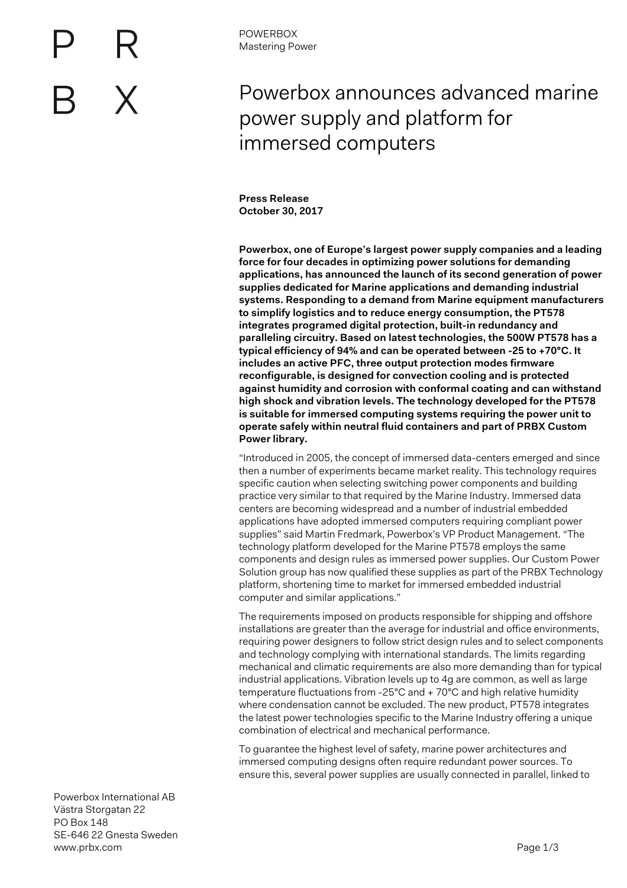POWERBOX
Mastering Power

# Powerbox announces advanced marine power supply and platform for immersed computers

**Press Release**
**October 30, 2017**

**Powerbox, one of Europe's largest power supply companies and a leading force for four decades in optimizing power solutions for demanding applications, has announced the launch of its second generation of power supplies dedicated for Marine applications and demanding industrial systems. Responding to a demand from Marine equipment manufacturers to simplify logistics and to reduce energy consumption, the PT578 integrates programed digital protection, built-in redundancy and paralleling circuitry. Based on latest technologies, the 500W PT578 has a typical efficiency of 94% and can be operated between -25 to +70°C. It includes an active PFC, three output protection modes firmware reconfigurable, is designed for convection cooling and is protected against humidity and corrosion with conformal coating and can withstand high shock and vibration levels. The technology developed for the PT578 is suitable for immersed computing systems requiring the power unit to operate safely within neutral fluid containers and part of PRBX Custom Power library.**

"Introduced in 2005, the concept of immersed data-centers emerged and since then a number of experiments became market reality. This technology requires specific caution when selecting switching power components and building practice very similar to that required by the Marine Industry. Immersed data centers are becoming widespread and a number of industrial embedded applications have adopted immersed computers requiring compliant power supplies" said Martin Fredmark, Powerbox's VP Product Management. "The technology platform developed for the Marine PT578 employs the same components and design rules as immersed power supplies. Our Custom Power Solution group has now qualified these supplies as part of the PRBX Technology platform, shortening time to market for immersed embedded industrial computer and similar applications."

The requirements imposed on products responsible for shipping and offshore installations are greater than the average for industrial and office environments, requiring power designers to follow strict design rules and to select components and technology complying with international standards. The limits regarding mechanical and climatic requirements are also more demanding than for typical industrial applications. Vibration levels up to 4g are common, as well as large temperature fluctuations from -25°C and + 70°C and high relative humidity where condensation cannot be excluded. The new product, PT578 integrates the latest power technologies specific to the Marine Industry offering a unique combination of electrical and mechanical performance.

To guarantee the highest level of safety, marine power architectures and immersed computing designs often require redundant power sources. To ensure this, several power supplies are usually connected in parallel, linked to

Powerbox International AB
Västra Storgatan 22
PO Box 148
SE-646 22 Gnesta Sweden
www.prbx.com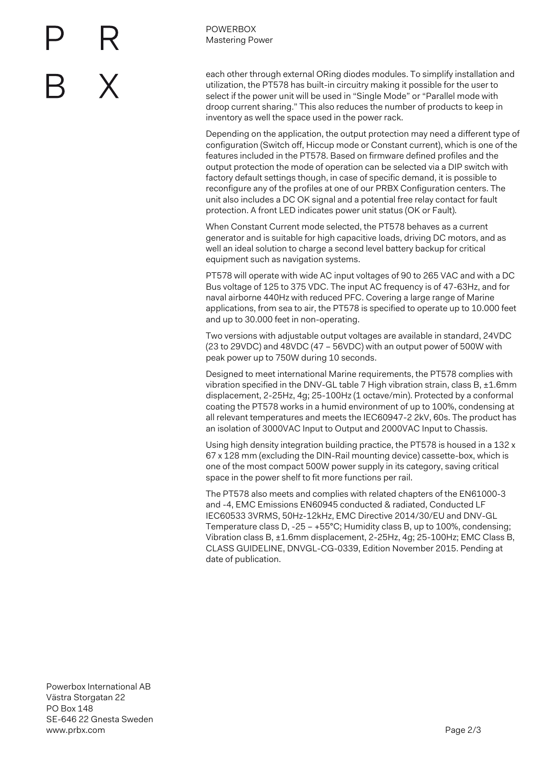each other through external ORing diodes modules. To simplify installation and utilization, the PT578 has built-in circuitry making it possible for the user to select if the power unit will be used in "Single Mode" or "Parallel mode with droop current sharing." This also reduces the number of products to keep in inventory as well the space used in the power rack.

Depending on the application, the output protection may need a different type of configuration (Switch off, Hiccup mode or Constant current), which is one of the features included in the PT578. Based on firmware defined profiles and the output protection the mode of operation can be selected via a DIP switch with factory default settings though, in case of specific demand, it is possible to reconfigure any of the profiles at one of our PRBX Configuration centers. The unit also includes a DC OK signal and a potential free relay contact for fault protection. A front LED indicates power unit status (OK or Fault).

When Constant Current mode selected, the PT578 behaves as a current generator and is suitable for high capacitive loads, driving DC motors, and as well an ideal solution to charge a second level battery backup for critical equipment such as navigation systems.

PT578 will operate with wide AC input voltages of 90 to 265 VAC and with a DC Bus voltage of 125 to 375 VDC. The input AC frequency is of 47-63Hz, and for naval airborne 440Hz with reduced PFC. Covering a large range of Marine applications, from sea to air, the PT578 is specified to operate up to 10.000 feet and up to 30.000 feet in non-operating.

Two versions with adjustable output voltages are available in standard, 24VDC (23 to 29VDC) and 48VDC (47 – 56VDC) with an output power of 500W with peak power up to 750W during 10 seconds.

Designed to meet international Marine requirements, the PT578 complies with vibration specified in the DNV-GL table 7 High vibration strain, class B, ±1.6mm displacement, 2-25Hz, 4g; 25-100Hz (1 octave/min). Protected by a conformal coating the PT578 works in a humid environment of up to 100%, condensing at all relevant temperatures and meets the IEC60947-2 2kV, 60s. The product has an isolation of 3000VAC Input to Output and 2000VAC Input to Chassis.

Using high density integration building practice, the PT578 is housed in a 132 x 67 x 128 mm (excluding the DIN-Rail mounting device) cassette-box, which is one of the most compact 500W power supply in its category, saving critical space in the power shelf to fit more functions per rail.

The PT578 also meets and complies with related chapters of the EN61000-3 and -4, EMC Emissions EN60945 conducted & radiated, Conducted LF IEC60533 3VRMS, 50Hz-12kHz, EMC Directive 2014/30/EU and DNV-GL Temperature class D, -25 – +55°C; Humidity class B, up to 100%, condensing; Vibration class B, ±1.6mm displacement, 2-25Hz, 4g; 25-100Hz; EMC Class B, CLASS GUIDELINE, DNVGL-CG-0339, Edition November 2015. Pending at date of publication.

Powerbox International AB
Västra Storgatan 22
PO Box 148
SE-646 22 Gnesta Sweden
www.prbx.com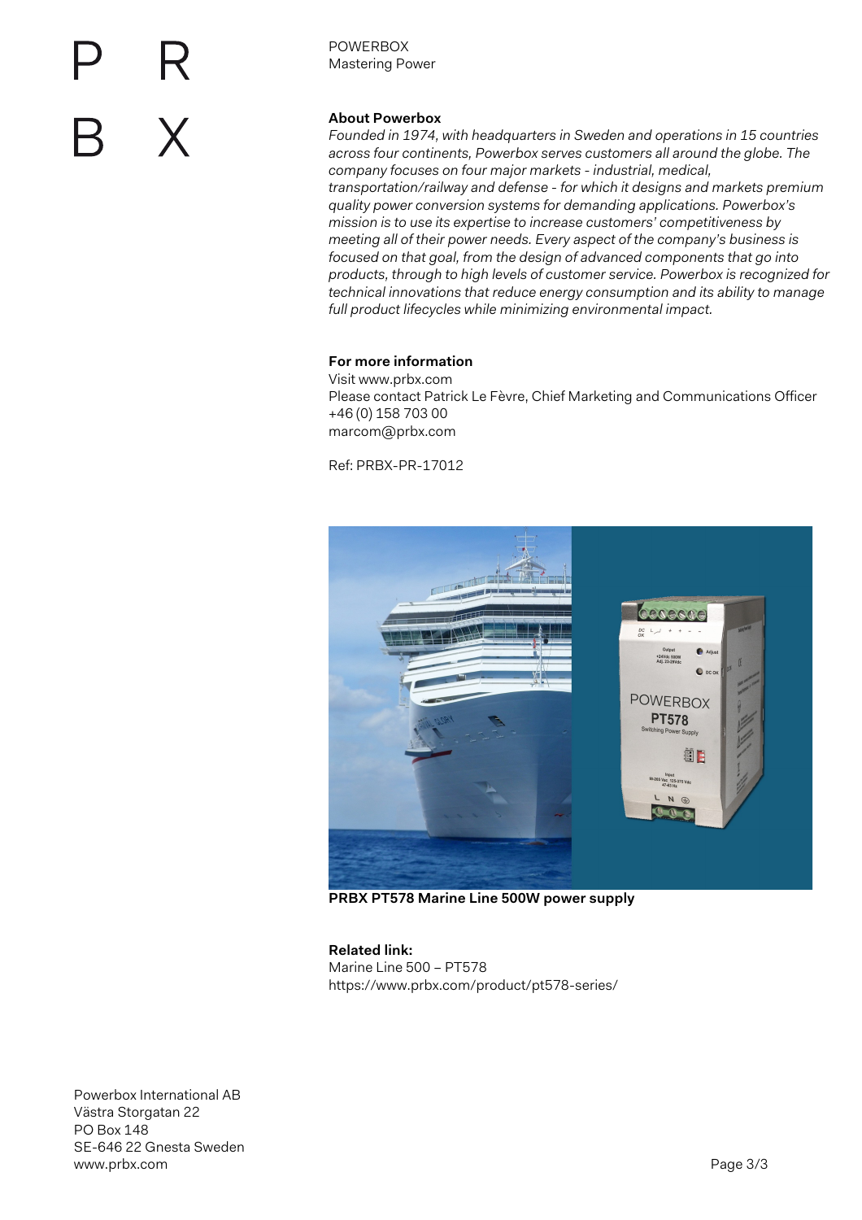POWERBOX
Mastering Power

**About Powerbox**

*Founded in 1974, with headquarters in Sweden and operations in 15 countries across four continents, Powerbox serves customers all around the globe. The company focuses on four major markets - industrial, medical, transportation/railway and defense - for which it designs and markets premium quality power conversion systems for demanding applications. Powerbox's mission is to use its expertise to increase customers' competitiveness by meeting all of their power needs. Every aspect of the company's business is focused on that goal, from the design of advanced components that go into products, through to high levels of customer service. Powerbox is recognized for technical innovations that reduce energy consumption and its ability to manage full product lifecycles while minimizing environmental impact.*

**For more information**

Visit www.prbx.com
Please contact Patrick Le Fèvre, Chief Marketing and Communications Officer
+46 (0) 158 703 00
marcom@prbx.com

Ref: PRBX-PR-17012

**PRBX PT578 Marine Line 500W power supply**

**Related link:**
Marine Line 500 – PT578
https://www.prbx.com/product/pt578-series/

Powerbox International AB
Västra Storgatan 22
PO Box 148
SE-646 22 Gnesta Sweden
www.prbx.com